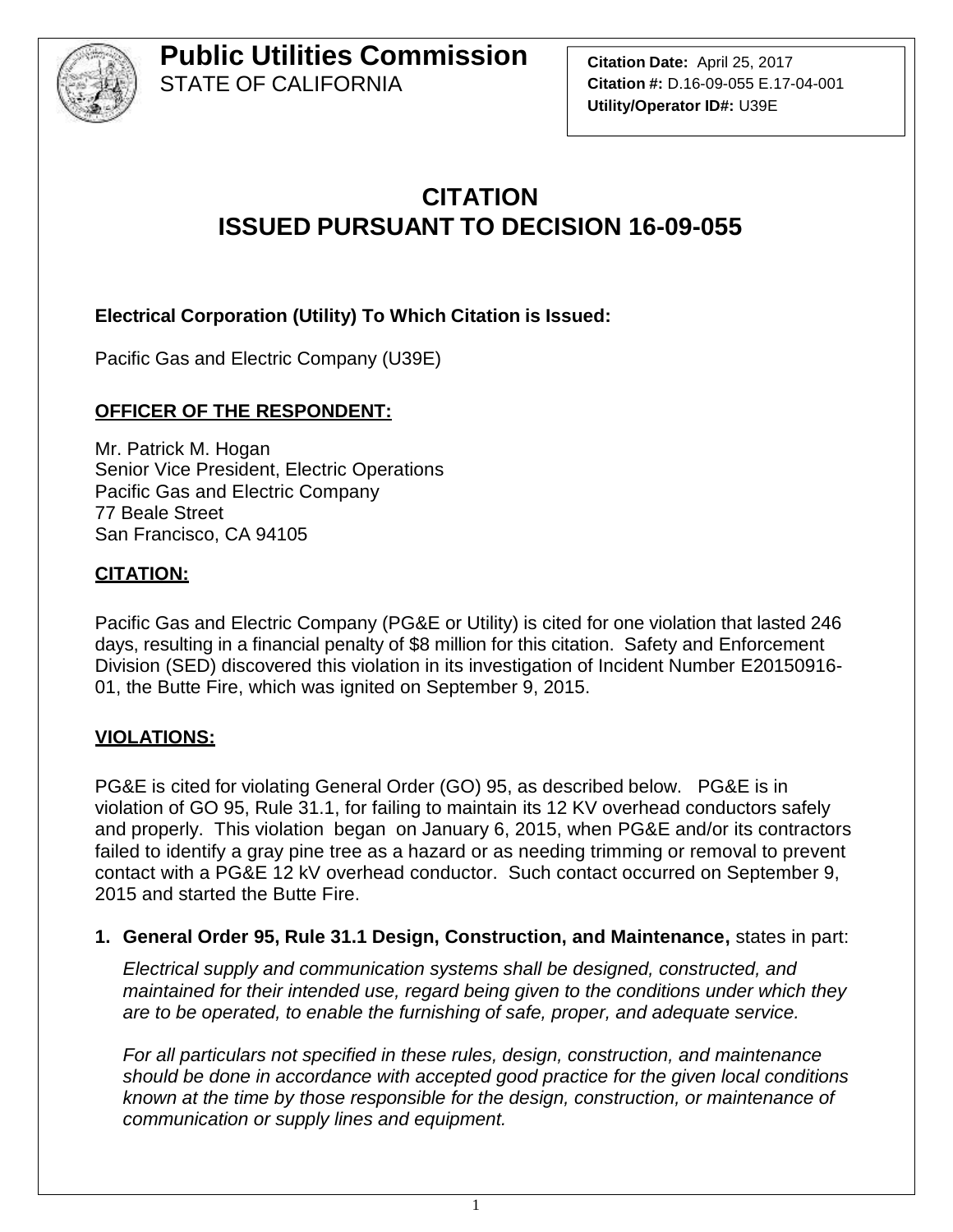# Public Utilities Commission
STATE OF CALIFORNIA

**Citation Date:** April 25, 2017
**Citation #:** D.16-09-055 E.17-04-001
**Utility/Operator ID#:** U39E

## CITATION
## ISSUED PURSUANT TO DECISION 16-09-055

**Electrical Corporation (Utility) To Which Citation is Issued:**

Pacific Gas and Electric Company (U39E)

**OFFICER OF THE RESPONDENT:**

Mr. Patrick M. Hogan
Senior Vice President, Electric Operations
Pacific Gas and Electric Company
77 Beale Street
San Francisco, CA 94105

**CITATION:**

Pacific Gas and Electric Company (PG&E or Utility) is cited for one violation that lasted 246 days, resulting in a financial penalty of $8 million for this citation. Safety and Enforcement Division (SED) discovered this violation in its investigation of Incident Number E20150916-01, the Butte Fire, which was ignited on September 9, 2015.

**VIOLATIONS:**

PG&E is cited for violating General Order (GO) 95, as described below. PG&E is in violation of GO 95, Rule 31.1, for failing to maintain its 12 KV overhead conductors safely and properly. This violation began on January 6, 2015, when PG&E and/or its contractors failed to identify a gray pine tree as a hazard or as needing trimming or removal to prevent contact with a PG&E 12 kV overhead conductor. Such contact occurred on September 9, 2015 and started the Butte Fire.

1. **General Order 95, Rule 31.1 Design, Construction, and Maintenance,** states in part:

   *Electrical supply and communication systems shall be designed, constructed, and maintained for their intended use, regard being given to the conditions under which they are to be operated, to enable the furnishing of safe, proper, and adequate service.*

   *For all particulars not specified in these rules, design, construction, and maintenance should be done in accordance with accepted good practice for the given local conditions known at the time by those responsible for the design, construction, or maintenance of communication or supply lines and equipment.*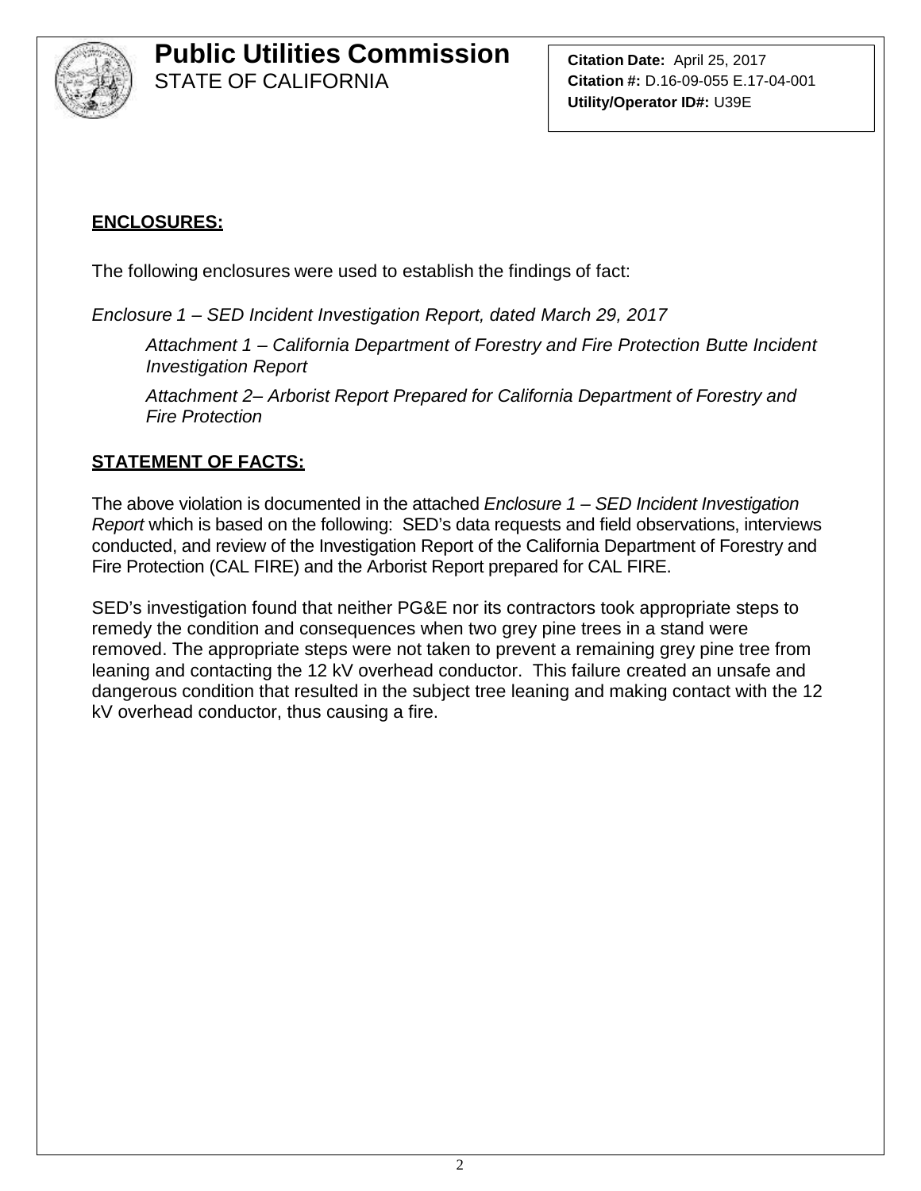# Public Utilities Commission
STATE OF CALIFORNIA

**Citation Date:** April 25, 2017
**Citation #:** D.16-09-055 E.17-04-001
**Utility/Operator ID#:** U39E

**ENCLOSURES:**

The following enclosures were used to establish the findings of fact:

*Enclosure 1 – SED Incident Investigation Report, dated March 29, 2017*

> *Attachment 1 – California Department of Forestry and Fire Protection Butte Incident Investigation Report*
>
> *Attachment 2– Arborist Report Prepared for California Department of Forestry and Fire Protection*

**STATEMENT OF FACTS:**

The above violation is documented in the attached *Enclosure 1 – SED Incident Investigation Report* which is based on the following: SED's data requests and field observations, interviews conducted, and review of the Investigation Report of the California Department of Forestry and Fire Protection (CAL FIRE) and the Arborist Report prepared for CAL FIRE.

SED's investigation found that neither PG&E nor its contractors took appropriate steps to remedy the condition and consequences when two grey pine trees in a stand were removed. The appropriate steps were not taken to prevent a remaining grey pine tree from leaning and contacting the 12 kV overhead conductor. This failure created an unsafe and dangerous condition that resulted in the subject tree leaning and making contact with the 12 kV overhead conductor, thus causing a fire.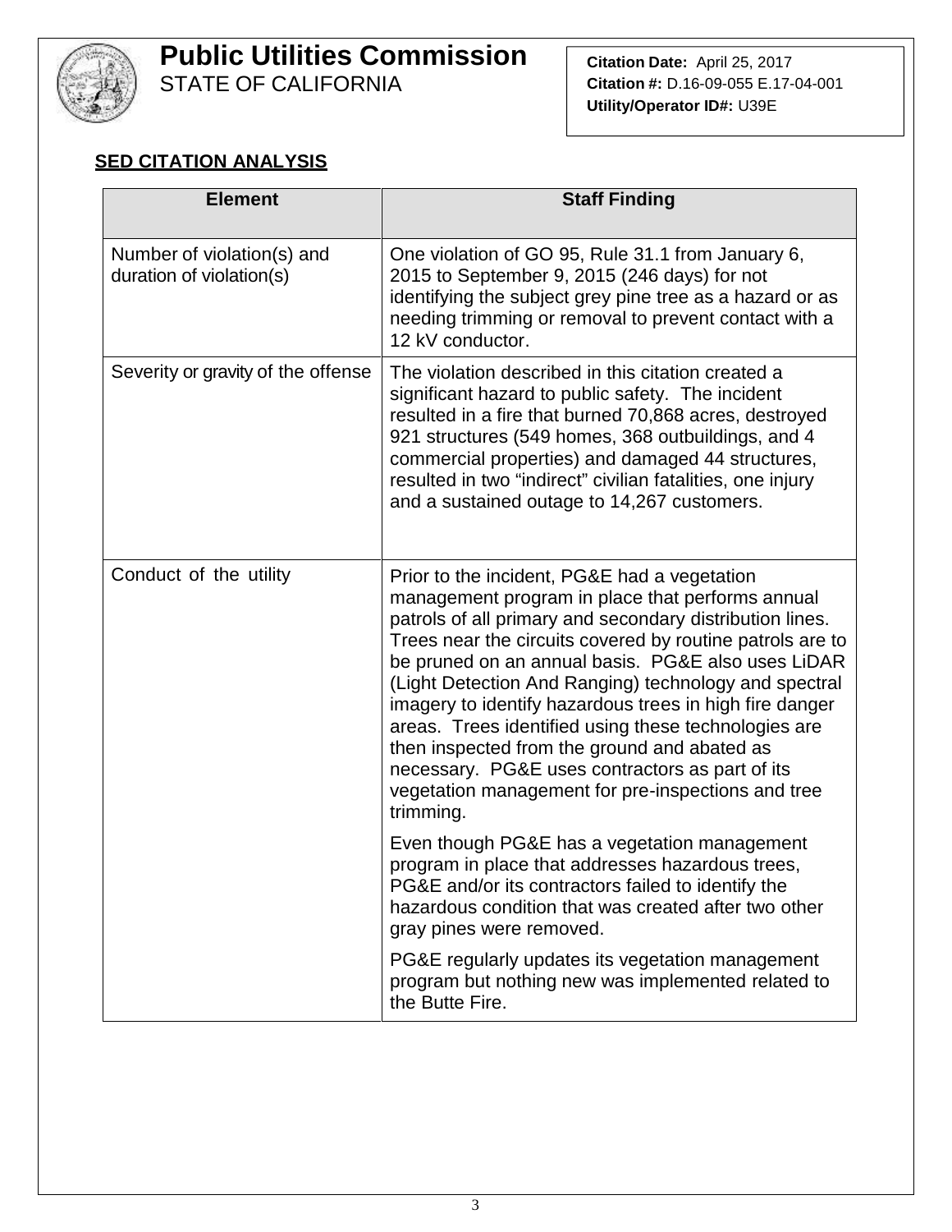# Public Utilities Commission
STATE OF CALIFORNIA

**Citation Date:** April 25, 2017
**Citation #:** D.16-09-055 E.17-04-001
**Utility/Operator ID#:** U39E

## SED CITATION ANALYSIS

| Element | Staff Finding |
|---|---|
| Number of violation(s) and duration of violation(s) | One violation of GO 95, Rule 31.1 from January 6, 2015 to September 9, 2015 (246 days) for not identifying the subject grey pine tree as a hazard or as needing trimming or removal to prevent contact with a 12 kV conductor. |
| Severity or gravity of the offense | The violation described in this citation created a significant hazard to public safety. The incident resulted in a fire that burned 70,868 acres, destroyed 921 structures (549 homes, 368 outbuildings, and 4 commercial properties) and damaged 44 structures, resulted in two "indirect" civilian fatalities, one injury and a sustained outage to 14,267 customers. |
| Conduct of the utility | Prior to the incident, PG&E had a vegetation management program in place that performs annual patrols of all primary and secondary distribution lines. Trees near the circuits covered by routine patrols are to be pruned on an annual basis. PG&E also uses LiDAR (Light Detection And Ranging) technology and spectral imagery to identify hazardous trees in high fire danger areas. Trees identified using these technologies are then inspected from the ground and abated as necessary. PG&E uses contractors as part of its vegetation management for pre-inspections and tree trimming.<br><br>Even though PG&E has a vegetation management program in place that addresses hazardous trees, PG&E and/or its contractors failed to identify the hazardous condition that was created after two other gray pines were removed.<br><br>PG&E regularly updates its vegetation management program but nothing new was implemented related to the Butte Fire. |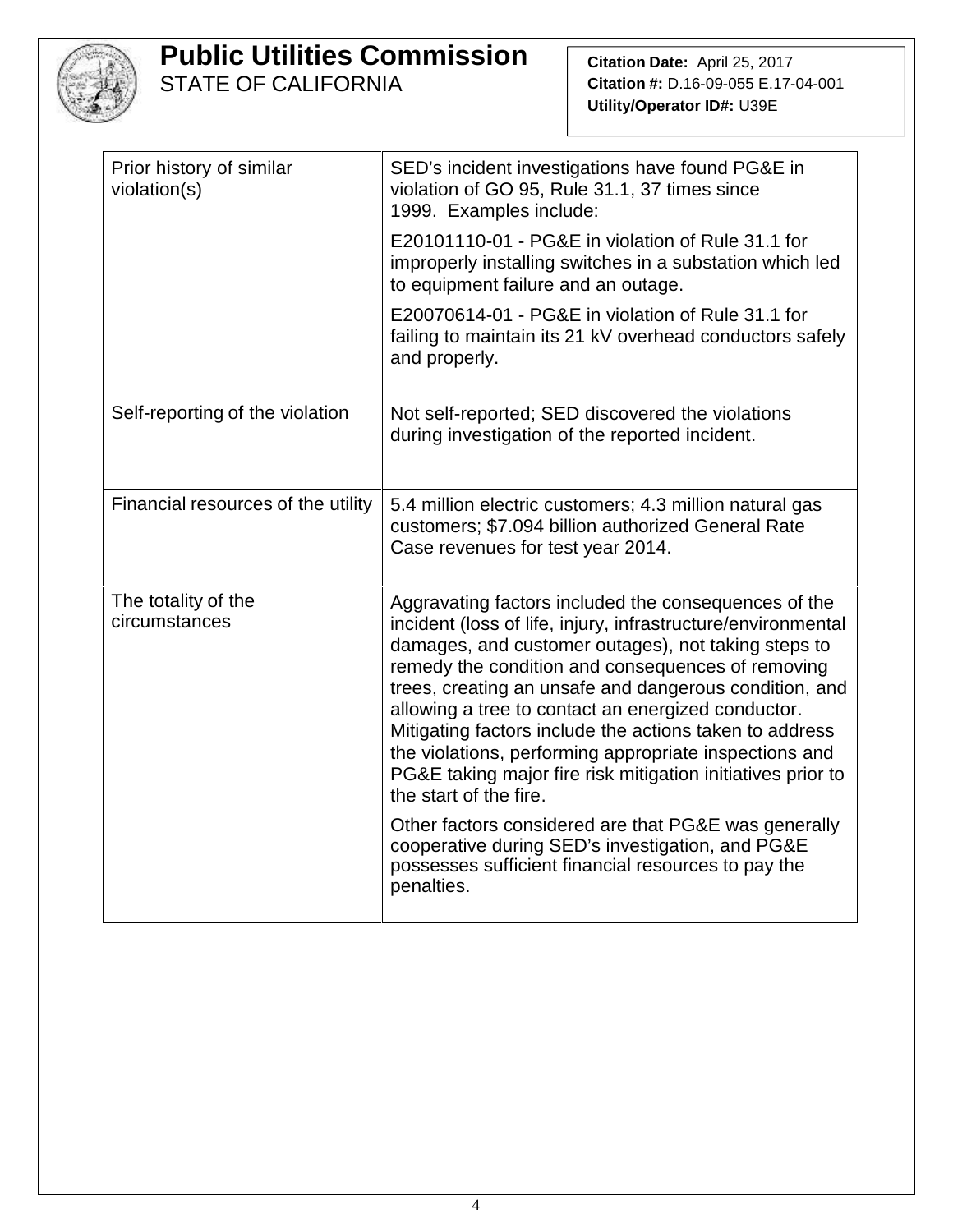**Public Utilities Commission**
STATE OF CALIFORNIA

**Citation Date:** April 25, 2017
**Citation #:** D.16-09-055 E.17-04-001
**Utility/Operator ID#:** U39E

| | |
|---|---|
| Prior history of similar violation(s) | SED's incident investigations have found PG&E in violation of GO 95, Rule 31.1, 37 times since 1999. Examples include:<br><br>E20101110-01 - PG&E in violation of Rule 31.1 for improperly installing switches in a substation which led to equipment failure and an outage.<br><br>E20070614-01 - PG&E in violation of Rule 31.1 for failing to maintain its 21 kV overhead conductors safely and properly. |
| Self-reporting of the violation | Not self-reported; SED discovered the violations during investigation of the reported incident. |
| Financial resources of the utility | 5.4 million electric customers; 4.3 million natural gas customers; $7.094 billion authorized General Rate Case revenues for test year 2014. |
| The totality of the circumstances | Aggravating factors included the consequences of the incident (loss of life, injury, infrastructure/environmental damages, and customer outages), not taking steps to remedy the condition and consequences of removing trees, creating an unsafe and dangerous condition, and allowing a tree to contact an energized conductor. Mitigating factors include the actions taken to address the violations, performing appropriate inspections and PG&E taking major fire risk mitigation initiatives prior to the start of the fire.<br><br>Other factors considered are that PG&E was generally cooperative during SED's investigation, and PG&E possesses sufficient financial resources to pay the penalties. |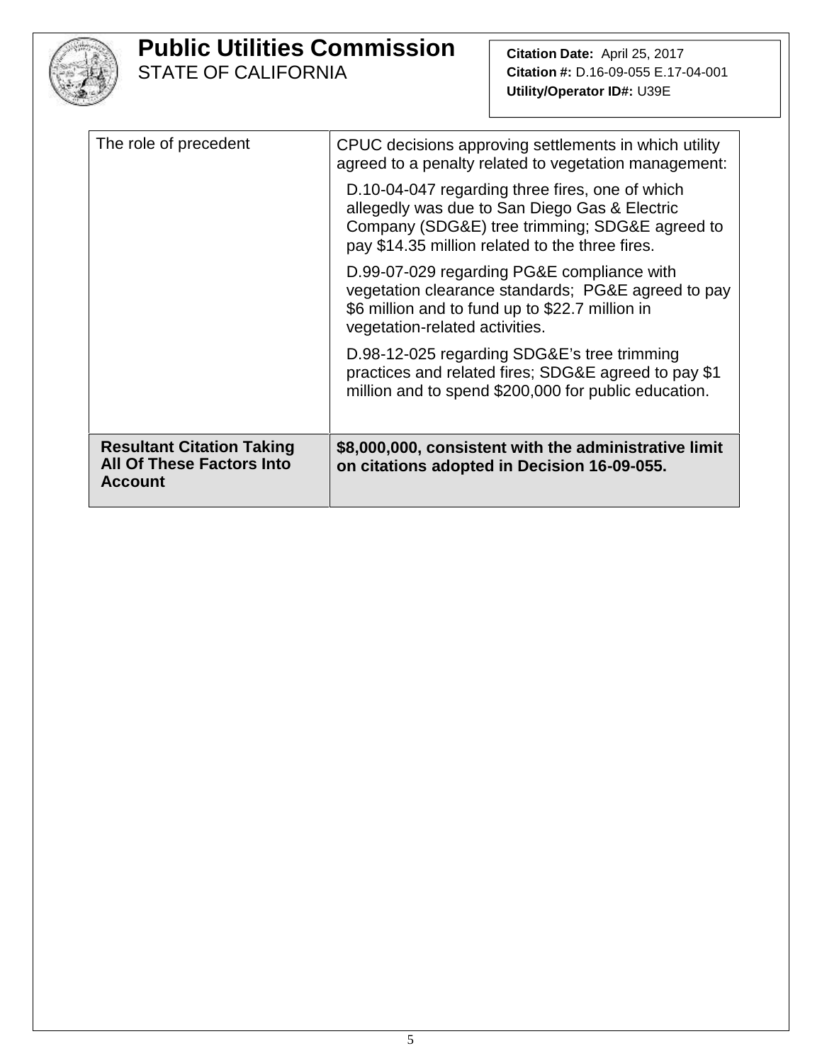**Public Utilities Commission**
STATE OF CALIFORNIA

**Citation Date:** April 25, 2017
**Citation #:** D.16-09-055 E.17-04-001
**Utility/Operator ID#:** U39E

| | |
|---|---|
| The role of precedent | CPUC decisions approving settlements in which utility agreed to a penalty related to vegetation management:<br><br>D.10-04-047 regarding three fires, one of which allegedly was due to San Diego Gas & Electric Company (SDG&E) tree trimming; SDG&E agreed to pay $14.35 million related to the three fires.<br><br>D.99-07-029 regarding PG&E compliance with vegetation clearance standards; PG&E agreed to pay $6 million and to fund up to $22.7 million in vegetation-related activities.<br><br>D.98-12-025 regarding SDG&E's tree trimming practices and related fires; SDG&E agreed to pay $1 million and to spend $200,000 for public education. |
| **Resultant Citation Taking All Of These Factors Into Account** | **$8,000,000, consistent with the administrative limit on citations adopted in Decision 16-09-055.** |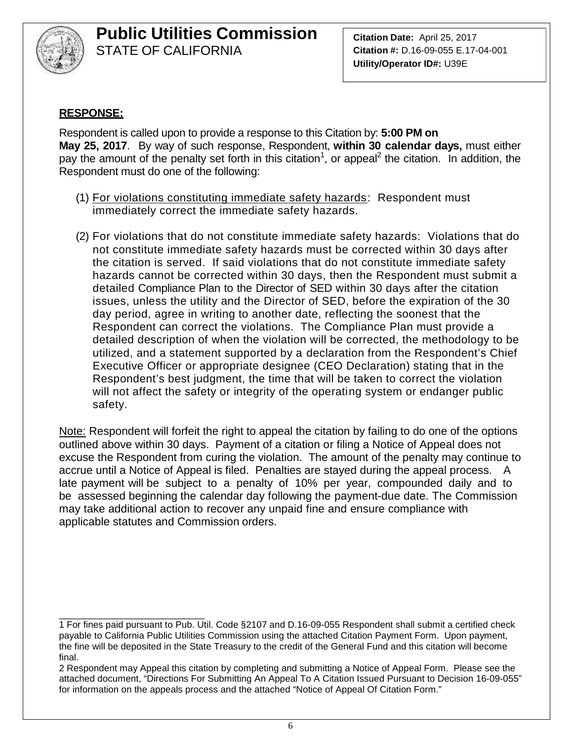# Public Utilities Commission
STATE OF CALIFORNIA

**Citation Date:** April 25, 2017
**Citation #:** D.16-09-055 E.17-04-001
**Utility/Operator ID#:** U39E

**RESPONSE:**

Respondent is called upon to provide a response to this Citation by: **5:00 PM on May 25, 2017**. By way of such response, Respondent, **within 30 calendar days,** must either pay the amount of the penalty set forth in this citation[1], or appeal[2] the citation. In addition, the Respondent must do one of the following:

(1) For violations constituting immediate safety hazards: Respondent must immediately correct the immediate safety hazards.

(2) For violations that do not constitute immediate safety hazards: Violations that do not constitute immediate safety hazards must be corrected within 30 days after the citation is served. If said violations that do not constitute immediate safety hazards cannot be corrected within 30 days, then the Respondent must submit a detailed Compliance Plan to the Director of SED within 30 days after the citation issues, unless the utility and the Director of SED, before the expiration of the 30 day period, agree in writing to another date, reflecting the soonest that the Respondent can correct the violations. The Compliance Plan must provide a detailed description of when the violation will be corrected, the methodology to be utilized, and a statement supported by a declaration from the Respondent's Chief Executive Officer or appropriate designee (CEO Declaration) stating that in the Respondent's best judgment, the time that will be taken to correct the violation will not affect the safety or integrity of the operating system or endanger public safety.

Note: Respondent will forfeit the right to appeal the citation by failing to do one of the options outlined above within 30 days. Payment of a citation or filing a Notice of Appeal does not excuse the Respondent from curing the violation. The amount of the penalty may continue to accrue until a Notice of Appeal is filed. Penalties are stayed during the appeal process. A late payment will be subject to a penalty of 10% per year, compounded daily and to be assessed beginning the calendar day following the payment-due date. The Commission may take additional action to recover any unpaid fine and ensure compliance with applicable statutes and Commission orders.

---

1 For fines paid pursuant to Pub. Util. Code §2107 and D.16-09-055 Respondent shall submit a certified check payable to California Public Utilities Commission using the attached Citation Payment Form. Upon payment, the fine will be deposited in the State Treasury to the credit of the General Fund and this citation will become final.

2 Respondent may Appeal this citation by completing and submitting a Notice of Appeal Form. Please see the attached document, "Directions For Submitting An Appeal To A Citation Issued Pursuant to Decision 16-09-055" for information on the appeals process and the attached "Notice of Appeal Of Citation Form."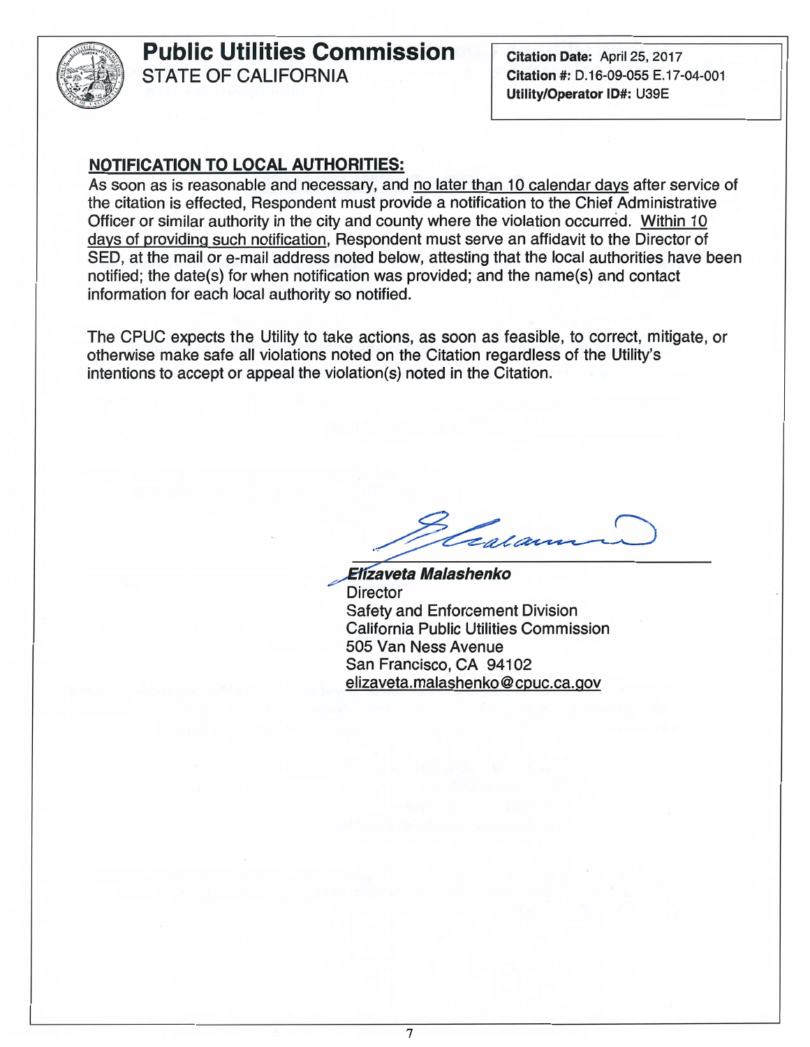# Public Utilities Commission
STATE OF CALIFORNIA

**Citation Date:** April 25, 2017
**Citation #:** D.16-09-055 E.17-04-001
**Utility/Operator ID#:** U39E

**NOTIFICATION TO LOCAL AUTHORITIES:**

As soon as is reasonable and necessary, and no later than 10 calendar days after service of the citation is effected, Respondent must provide a notification to the Chief Administrative Officer or similar authority in the city and county where the violation occurred. Within 10 days of providing such notification, Respondent must serve an affidavit to the Director of SED, at the mail or e-mail address noted below, attesting that the local authorities have been notified; the date(s) for when notification was provided; and the name(s) and contact information for each local authority so notified.

The CPUC expects the Utility to take actions, as soon as feasible, to correct, mitigate, or otherwise make safe all violations noted on the Citation regardless of the Utility's intentions to accept or appeal the violation(s) noted in the Citation.

***Elizaveta Malashenko***
Director
Safety and Enforcement Division
California Public Utilities Commission
505 Van Ness Avenue
San Francisco, CA 94102
elizaveta.malashenko@cpuc.ca.gov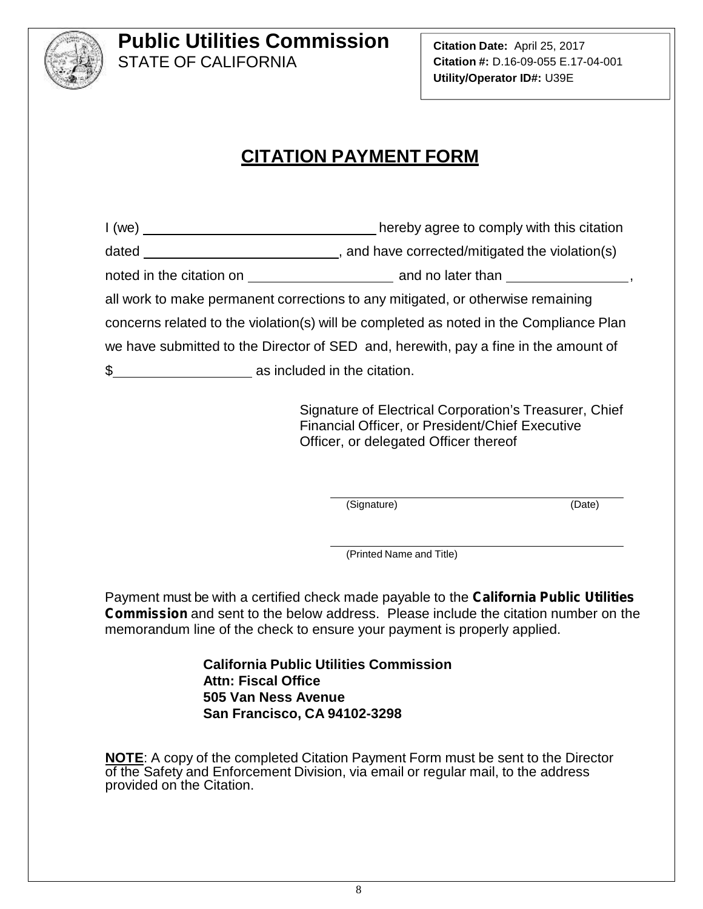**Public Utilities Commission**
STATE OF CALIFORNIA

**Citation Date:** April 25, 2017
**Citation #:** D.16-09-055 E.17-04-001
**Utility/Operator ID#:** U39E

# CITATION PAYMENT FORM

I (we) ______________________________ hereby agree to comply with this citation dated _________________________, and have corrected/mitigated the violation(s) noted in the citation on __________________ and no later than _______________, all work to make permanent corrections to any mitigated, or otherwise remaining concerns related to the violation(s) will be completed as noted in the Compliance Plan we have submitted to the Director of SED and, herewith, pay a fine in the amount of $_________________ as included in the citation.

Signature of Electrical Corporation's Treasurer, Chief Financial Officer, or President/Chief Executive Officer, or delegated Officer thereof

_____________________________________________
(Signature) (Date)

_____________________________________________
(Printed Name and Title)

Payment must be with a certified check made payable to the **California Public Utilities Commission** and sent to the below address. Please include the citation number on the memorandum line of the check to ensure your payment is properly applied.

**California Public Utilities Commission**
**Attn: Fiscal Office**
**505 Van Ness Avenue**
**San Francisco, CA 94102-3298**

**NOTE**: A copy of the completed Citation Payment Form must be sent to the Director of the Safety and Enforcement Division, via email or regular mail, to the address provided on the Citation.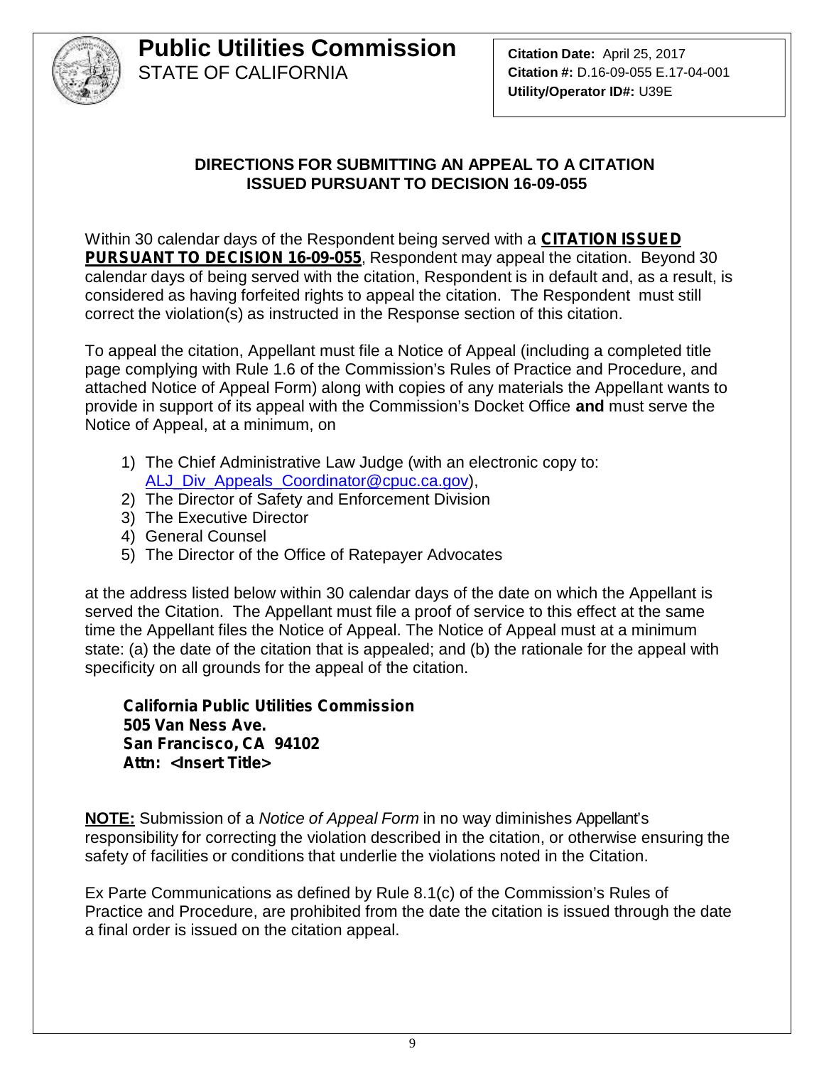**Public Utilities Commission**
STATE OF CALIFORNIA

**Citation Date:** April 25, 2017
**Citation #:** D.16-09-055 E.17-04-001
**Utility/Operator ID#:** U39E

## DIRECTIONS FOR SUBMITTING AN APPEAL TO A CITATION ISSUED PURSUANT TO DECISION 16-09-055

Within 30 calendar days of the Respondent being served with a **CITATION ISSUED PURSUANT TO DECISION 16-09-055**, Respondent may appeal the citation. Beyond 30 calendar days of being served with the citation, Respondent is in default and, as a result, is considered as having forfeited rights to appeal the citation. The Respondent must still correct the violation(s) as instructed in the Response section of this citation.

To appeal the citation, Appellant must file a Notice of Appeal (including a completed title page complying with Rule 1.6 of the Commission's Rules of Practice and Procedure, and attached Notice of Appeal Form) along with copies of any materials the Appellant wants to provide in support of its appeal with the Commission's Docket Office **and** must serve the Notice of Appeal, at a minimum, on

1) The Chief Administrative Law Judge (with an electronic copy to: ALJ_Div_Appeals_Coordinator@cpuc.ca.gov),
2) The Director of Safety and Enforcement Division
3) The Executive Director
4) General Counsel
5) The Director of the Office of Ratepayer Advocates

at the address listed below within 30 calendar days of the date on which the Appellant is served the Citation. The Appellant must file a proof of service to this effect at the same time the Appellant files the Notice of Appeal. The Notice of Appeal must at a minimum state: (a) the date of the citation that is appealed; and (b) the rationale for the appeal with specificity on all grounds for the appeal of the citation.

**California Public Utilities Commission**
**505 Van Ness Ave.**
**San Francisco, CA 94102**
**Attn: <Insert Title>**

**NOTE:** Submission of a *Notice of Appeal Form* in no way diminishes Appellant's responsibility for correcting the violation described in the citation, or otherwise ensuring the safety of facilities or conditions that underlie the violations noted in the Citation.

Ex Parte Communications as defined by Rule 8.1(c) of the Commission's Rules of Practice and Procedure, are prohibited from the date the citation is issued through the date a final order is issued on the citation appeal.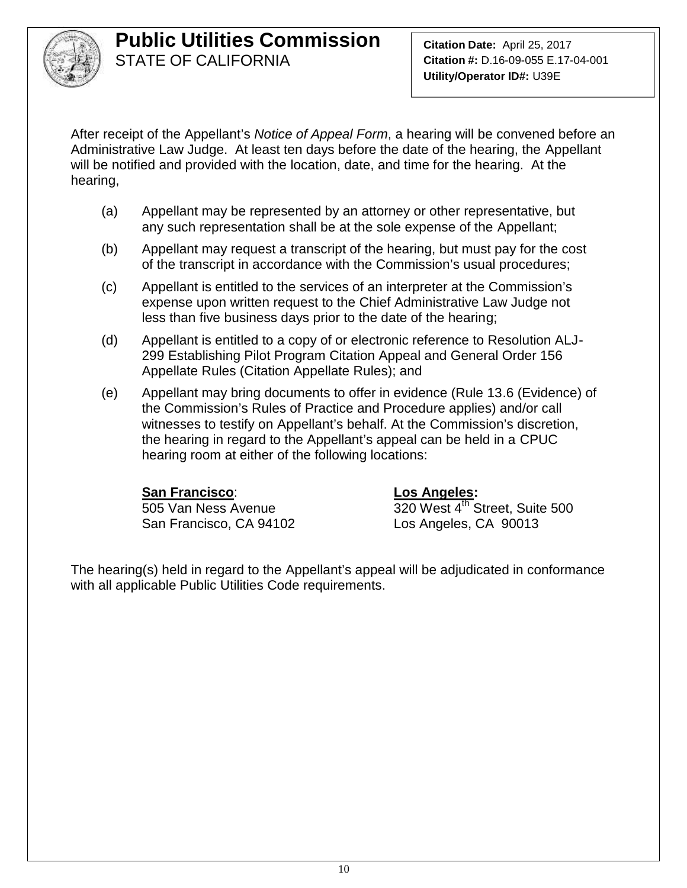After receipt of the Appellant's *Notice of Appeal Form*, a hearing will be convened before an Administrative Law Judge. At least ten days before the date of the hearing, the Appellant will be notified and provided with the location, date, and time for the hearing. At the hearing,

(a) Appellant may be represented by an attorney or other representative, but any such representation shall be at the sole expense of the Appellant;

(b) Appellant may request a transcript of the hearing, but must pay for the cost of the transcript in accordance with the Commission's usual procedures;

(c) Appellant is entitled to the services of an interpreter at the Commission's expense upon written request to the Chief Administrative Law Judge not less than five business days prior to the date of the hearing;

(d) Appellant is entitled to a copy of or electronic reference to Resolution ALJ-299 Establishing Pilot Program Citation Appeal and General Order 156 Appellate Rules (Citation Appellate Rules); and

(e) Appellant may bring documents to offer in evidence (Rule 13.6 (Evidence) of the Commission's Rules of Practice and Procedure applies) and/or call witnesses to testify on Appellant's behalf. At the Commission's discretion, the hearing in regard to the Appellant's appeal can be held in a CPUC hearing room at either of the following locations:

**San Francisco**:
505 Van Ness Avenue
San Francisco, CA 94102

**Los Angeles:**
320 West 4th Street, Suite 500
Los Angeles, CA 90013

The hearing(s) held in regard to the Appellant's appeal will be adjudicated in conformance with all applicable Public Utilities Code requirements.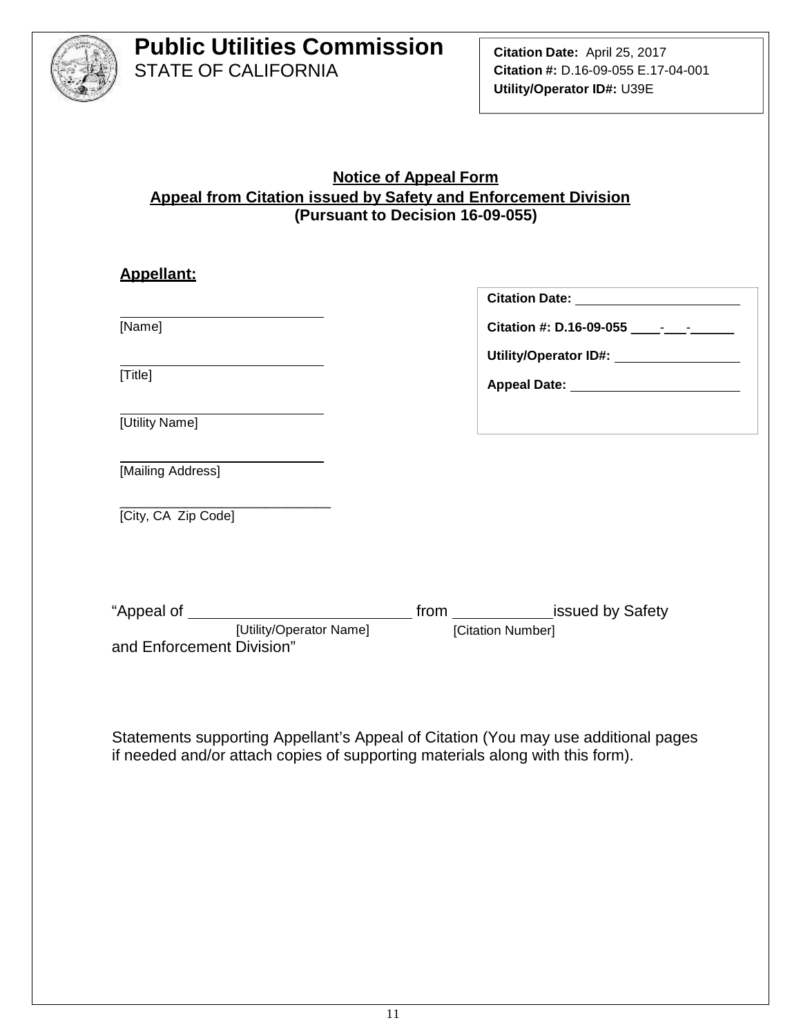# Public Utilities Commission
STATE OF CALIFORNIA

**Citation Date:** April 25, 2017
**Citation #:** D.16-09-055 E.17-04-001
**Utility/Operator ID#:** U39E

## Notice of Appeal Form
## Appeal from Citation issued by Safety and Enforcement Division
## (Pursuant to Decision 16-09-055)

**Appellant:**

______________________
[Name]

______________________
[Title]

______________________
[Utility Name]

______________________
[Mailing Address]

______________________
[City, CA Zip Code]

**Citation Date:** ______________________

**Citation #: D.16-09-055** ____-___-______

**Utility/Operator ID#:** ________________

**Appeal Date:** ______________________

"Appeal of ________________________ from ____________ issued by Safety and Enforcement Division"

[Utility/Operator Name] [Citation Number]

Statements supporting Appellant's Appeal of Citation (You may use additional pages if needed and/or attach copies of supporting materials along with this form).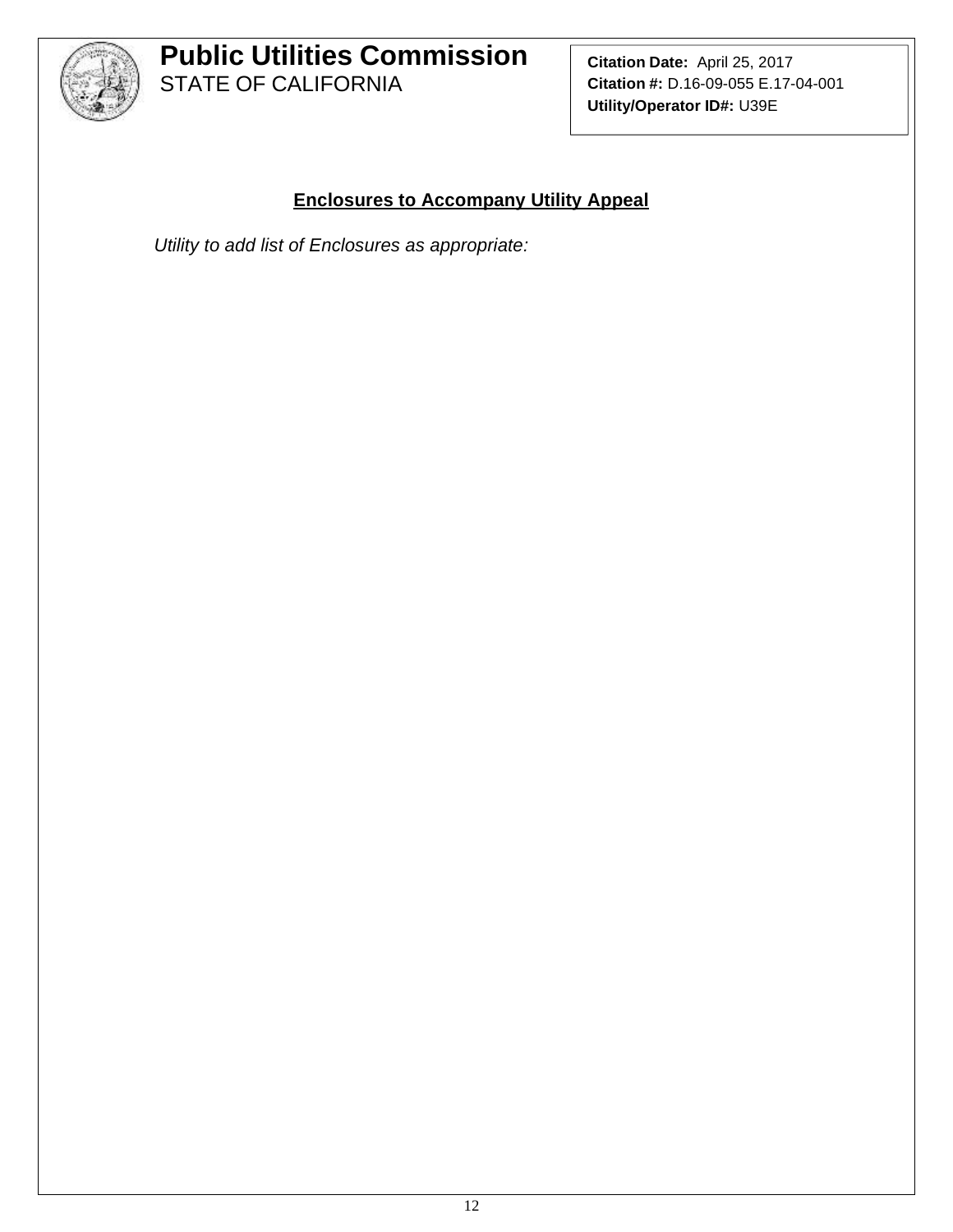**Public Utilities Commission**
STATE OF CALIFORNIA

**Citation Date:** April 25, 2017
**Citation #:** D.16-09-055 E.17-04-001
**Utility/Operator ID#:** U39E

## **Enclosures to Accompany Utility Appeal**

*Utility to add list of Enclosures as appropriate:*